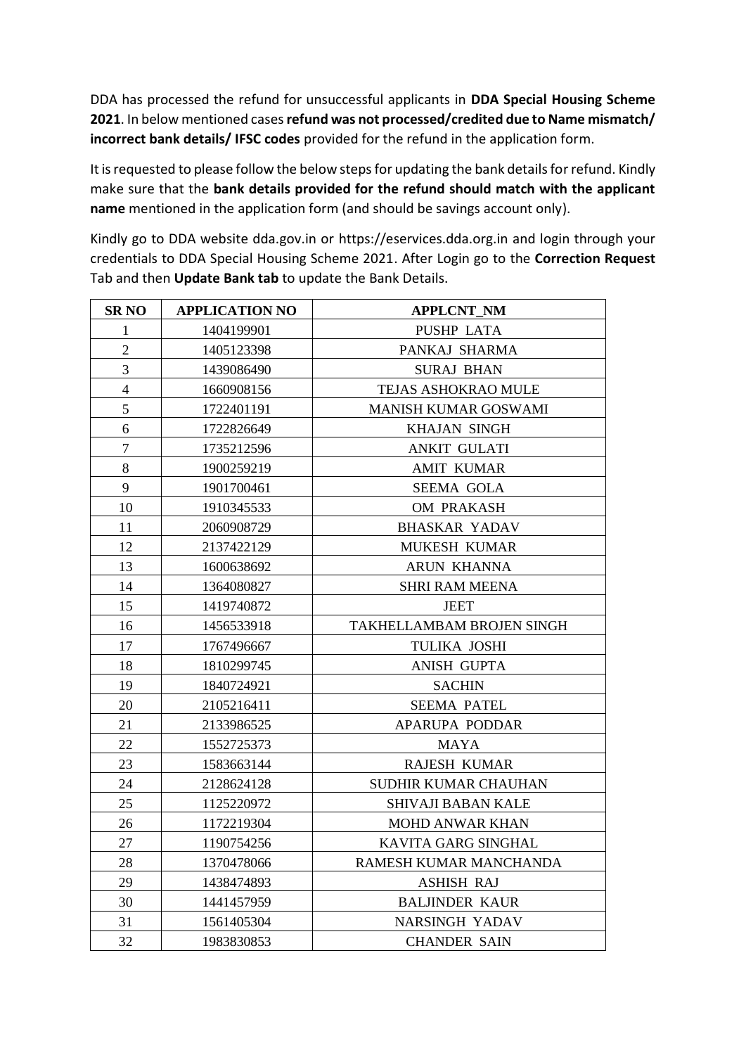DDA has processed the refund for unsuccessful applicants in **DDA Special Housing Scheme 2021**. In below mentioned cases **refund was not processed/credited due to Name mismatch/ incorrect bank details/ IFSC codes** provided for the refund in the application form.

It is requested to please follow the below steps for updating the bank details for refund. Kindly make sure that the **bank details provided for the refund should match with the applicant name** mentioned in the application form (and should be savings account only).

Kindly go to DDA website dda.gov.in or https://eservices.dda.org.in and login through your credentials to DDA Special Housing Scheme 2021. After Login go to the **Correction Request** Tab and then **Update Bank tab** to update the Bank Details.

| SR NO | APPLICATION NO | APPLCNT_NM |
|---|---|---|
| 1 | 1404199901 | PUSHP LATA |
| 2 | 1405123398 | PANKAJ SHARMA |
| 3 | 1439086490 | SURAJ BHAN |
| 4 | 1660908156 | TEJAS ASHOKRAO MULE |
| 5 | 1722401191 | MANISH KUMAR GOSWAMI |
| 6 | 1722826649 | KHAJAN SINGH |
| 7 | 1735212596 | ANKIT GULATI |
| 8 | 1900259219 | AMIT KUMAR |
| 9 | 1901700461 | SEEMA GOLA |
| 10 | 1910345533 | OM PRAKASH |
| 11 | 2060908729 | BHASKAR YADAV |
| 12 | 2137422129 | MUKESH KUMAR |
| 13 | 1600638692 | ARUN KHANNA |
| 14 | 1364080827 | SHRI RAM MEENA |
| 15 | 1419740872 | JEET |
| 16 | 1456533918 | TAKHELLAMBAM BROJEN SINGH |
| 17 | 1767496667 | TULIKA JOSHI |
| 18 | 1810299745 | ANISH GUPTA |
| 19 | 1840724921 | SACHIN |
| 20 | 2105216411 | SEEMA PATEL |
| 21 | 2133986525 | APARUPA PODDAR |
| 22 | 1552725373 | MAYA |
| 23 | 1583663144 | RAJESH KUMAR |
| 24 | 2128624128 | SUDHIR KUMAR CHAUHAN |
| 25 | 1125220972 | SHIVAJI BABAN KALE |
| 26 | 1172219304 | MOHD ANWAR KHAN |
| 27 | 1190754256 | KAVITA GARG SINGHAL |
| 28 | 1370478066 | RAMESH KUMAR MANCHANDA |
| 29 | 1438474893 | ASHISH RAJ |
| 30 | 1441457959 | BALJINDER KAUR |
| 31 | 1561405304 | NARSINGH YADAV |
| 32 | 1983830853 | CHANDER SAIN |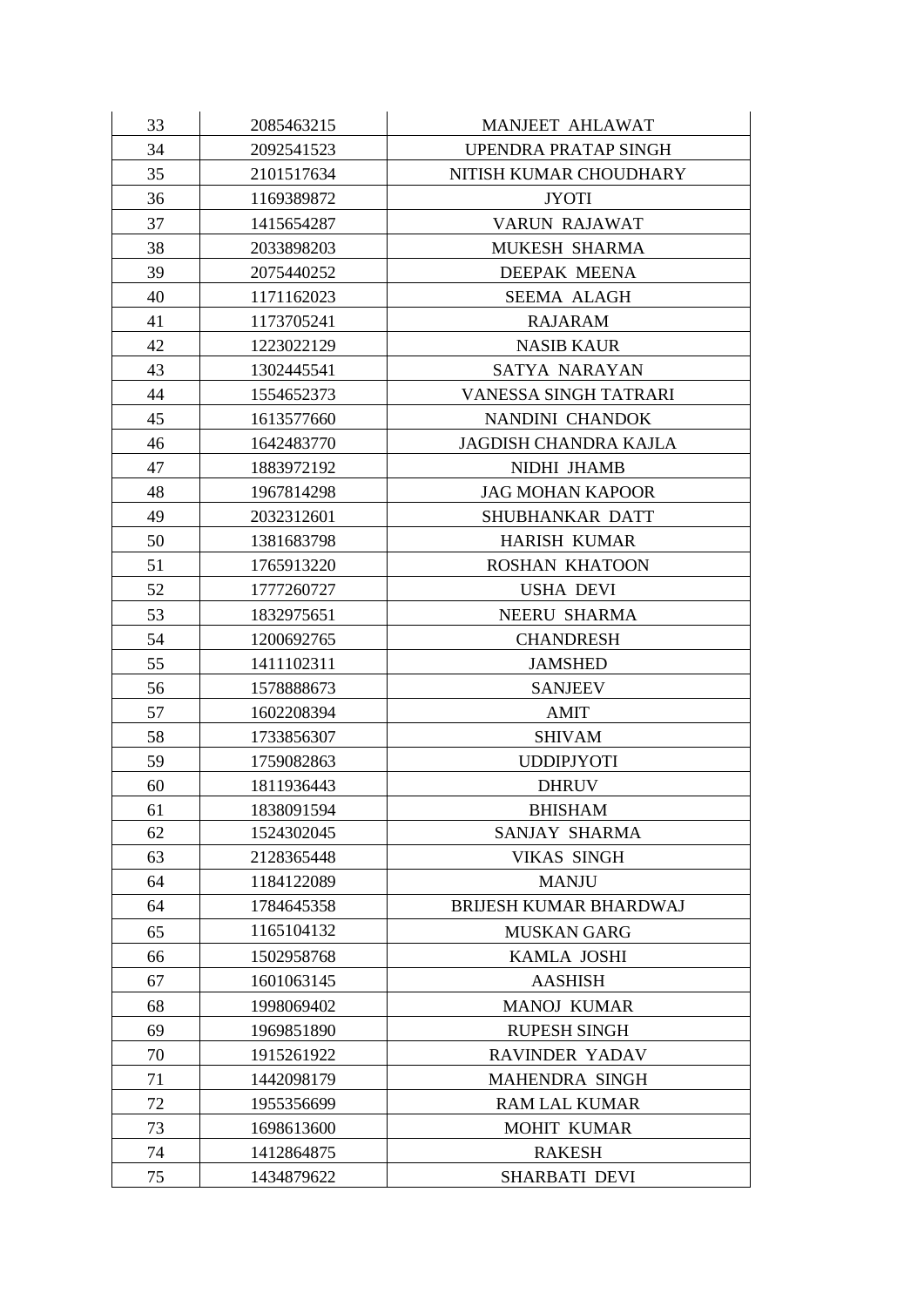| | | |
|---|---|---|
| 33 | 2085463215 | MANJEET AHLAWAT |
| 34 | 2092541523 | UPENDRA PRATAP SINGH |
| 35 | 2101517634 | NITISH KUMAR CHOUDHARY |
| 36 | 1169389872 | JYOTI |
| 37 | 1415654287 | VARUN RAJAWAT |
| 38 | 2033898203 | MUKESH SHARMA |
| 39 | 2075440252 | DEEPAK MEENA |
| 40 | 1171162023 | SEEMA ALAGH |
| 41 | 1173705241 | RAJARAM |
| 42 | 1223022129 | NASIB KAUR |
| 43 | 1302445541 | SATYA NARAYAN |
| 44 | 1554652373 | VANESSA SINGH TATRARI |
| 45 | 1613577660 | NANDINI CHANDOK |
| 46 | 1642483770 | JAGDISH CHANDRA KAJLA |
| 47 | 1883972192 | NIDHI JHAMB |
| 48 | 1967814298 | JAG MOHAN KAPOOR |
| 49 | 2032312601 | SHUBHANKAR DATT |
| 50 | 1381683798 | HARISH KUMAR |
| 51 | 1765913220 | ROSHAN KHATOON |
| 52 | 1777260727 | USHA DEVI |
| 53 | 1832975651 | NEERU SHARMA |
| 54 | 1200692765 | CHANDRESH |
| 55 | 1411102311 | JAMSHED |
| 56 | 1578888673 | SANJEEV |
| 57 | 1602208394 | AMIT |
| 58 | 1733856307 | SHIVAM |
| 59 | 1759082863 | UDDIPJYOTI |
| 60 | 1811936443 | DHRUV |
| 61 | 1838091594 | BHISHAM |
| 62 | 1524302045 | SANJAY SHARMA |
| 63 | 2128365448 | VIKAS SINGH |
| 64 | 1184122089 | MANJU |
| 64 | 1784645358 | BRIJESH KUMAR BHARDWAJ |
| 65 | 1165104132 | MUSKAN GARG |
| 66 | 1502958768 | KAMLA JOSHI |
| 67 | 1601063145 | AASHISH |
| 68 | 1998069402 | MANOJ KUMAR |
| 69 | 1969851890 | RUPESH SINGH |
| 70 | 1915261922 | RAVINDER YADAV |
| 71 | 1442098179 | MAHENDRA SINGH |
| 72 | 1955356699 | RAM LAL KUMAR |
| 73 | 1698613600 | MOHIT KUMAR |
| 74 | 1412864875 | RAKESH |
| 75 | 1434879622 | SHARBATI DEVI |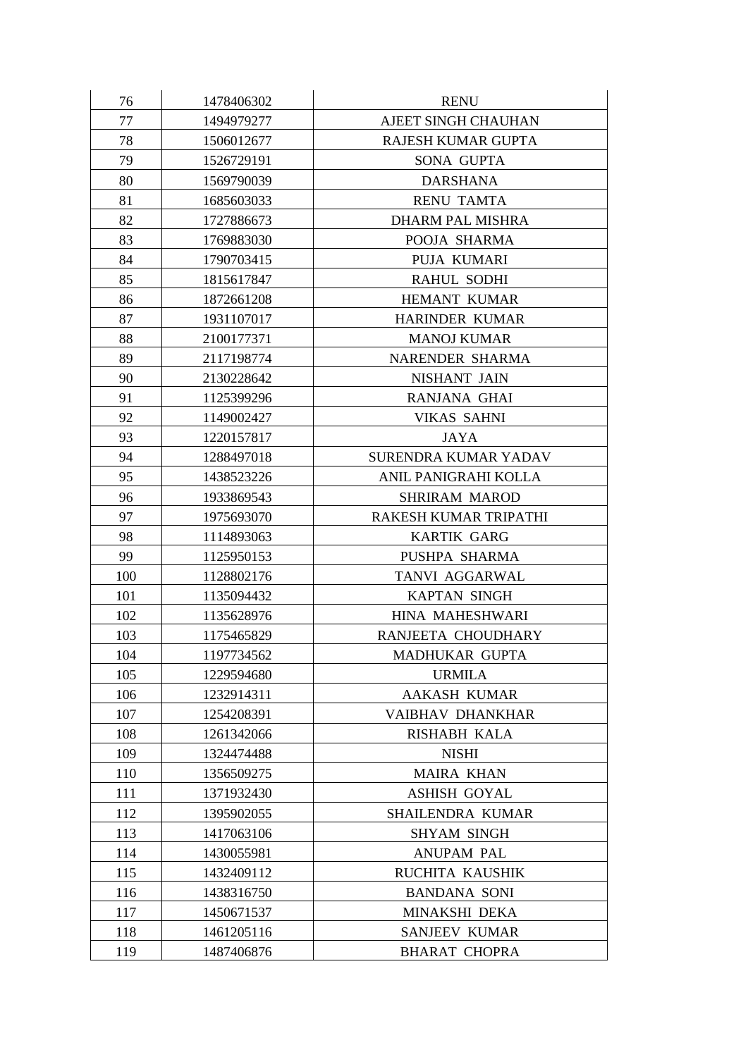| 76 | 1478406302 | RENU |
|---|---|---|
| 77 | 1494979277 | AJEET SINGH CHAUHAN |
| 78 | 1506012677 | RAJESH KUMAR GUPTA |
| 79 | 1526729191 | SONA GUPTA |
| 80 | 1569790039 | DARSHANA |
| 81 | 1685603033 | RENU TAMTA |
| 82 | 1727886673 | DHARM PAL MISHRA |
| 83 | 1769883030 | POOJA SHARMA |
| 84 | 1790703415 | PUJA KUMARI |
| 85 | 1815617847 | RAHUL SODHI |
| 86 | 1872661208 | HEMANT KUMAR |
| 87 | 1931107017 | HARINDER KUMAR |
| 88 | 2100177371 | MANOJ KUMAR |
| 89 | 2117198774 | NARENDER SHARMA |
| 90 | 2130228642 | NISHANT JAIN |
| 91 | 1125399296 | RANJANA GHAI |
| 92 | 1149002427 | VIKAS SAHNI |
| 93 | 1220157817 | JAYA |
| 94 | 1288497018 | SURENDRA KUMAR YADAV |
| 95 | 1438523226 | ANIL PANIGRAHI KOLLA |
| 96 | 1933869543 | SHRIRAM MAROD |
| 97 | 1975693070 | RAKESH KUMAR TRIPATHI |
| 98 | 1114893063 | KARTIK GARG |
| 99 | 1125950153 | PUSHPA SHARMA |
| 100 | 1128802176 | TANVI AGGARWAL |
| 101 | 1135094432 | KAPTAN SINGH |
| 102 | 1135628976 | HINA MAHESHWARI |
| 103 | 1175465829 | RANJEETA CHOUDHARY |
| 104 | 1197734562 | MADHUKAR GUPTA |
| 105 | 1229594680 | URMILA |
| 106 | 1232914311 | AAKASH KUMAR |
| 107 | 1254208391 | VAIBHAV DHANKHAR |
| 108 | 1261342066 | RISHABH KALA |
| 109 | 1324474488 | NISHI |
| 110 | 1356509275 | MAIRA KHAN |
| 111 | 1371932430 | ASHISH GOYAL |
| 112 | 1395902055 | SHAILENDRA KUMAR |
| 113 | 1417063106 | SHYAM SINGH |
| 114 | 1430055981 | ANUPAM PAL |
| 115 | 1432409112 | RUCHITA KAUSHIK |
| 116 | 1438316750 | BANDANA SONI |
| 117 | 1450671537 | MINAKSHI DEKA |
| 118 | 1461205116 | SANJEEV KUMAR |
| 119 | 1487406876 | BHARAT CHOPRA |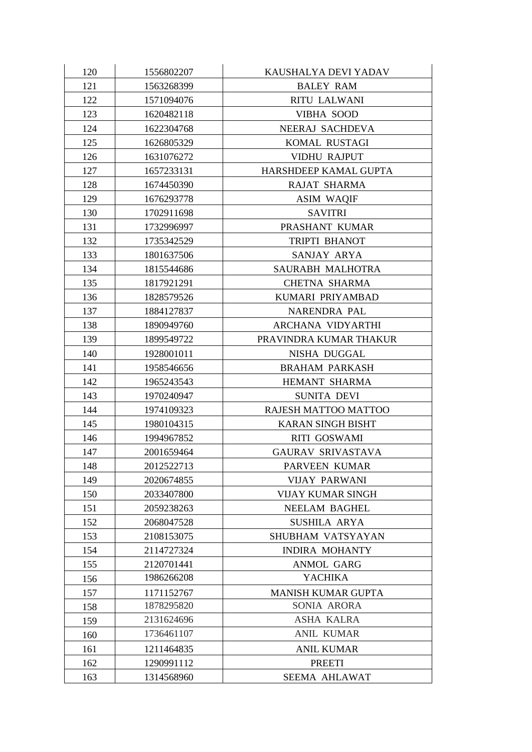| 120 | 1556802207 | KAUSHALYA DEVI YADAV |
|---|---|---|
| 121 | 1563268399 | BALEY RAM |
| 122 | 1571094076 | RITU LALWANI |
| 123 | 1620482118 | VIBHA SOOD |
| 124 | 1622304768 | NEERAJ SACHDEVA |
| 125 | 1626805329 | KOMAL RUSTAGI |
| 126 | 1631076272 | VIDHU RAJPUT |
| 127 | 1657233131 | HARSHDEEP KAMAL GUPTA |
| 128 | 1674450390 | RAJAT SHARMA |
| 129 | 1676293778 | ASIM WAQIF |
| 130 | 1702911698 | SAVITRI |
| 131 | 1732996997 | PRASHANT KUMAR |
| 132 | 1735342529 | TRIPTI BHANOT |
| 133 | 1801637506 | SANJAY ARYA |
| 134 | 1815544686 | SAURABH MALHOTRA |
| 135 | 1817921291 | CHETNA SHARMA |
| 136 | 1828579526 | KUMARI PRIYAMBAD |
| 137 | 1884127837 | NARENDRA PAL |
| 138 | 1890949760 | ARCHANA VIDYARTHI |
| 139 | 1899549722 | PRAVINDRA KUMAR THAKUR |
| 140 | 1928001011 | NISHA DUGGAL |
| 141 | 1958546656 | BRAHAM PARKASH |
| 142 | 1965243543 | HEMANT SHARMA |
| 143 | 1970240947 | SUNITA DEVI |
| 144 | 1974109323 | RAJESH MATTOO MATTOO |
| 145 | 1980104315 | KARAN SINGH BISHT |
| 146 | 1994967852 | RITI GOSWAMI |
| 147 | 2001659464 | GAURAV SRIVASTAVA |
| 148 | 2012522713 | PARVEEN KUMAR |
| 149 | 2020674855 | VIJAY PARWANI |
| 150 | 2033407800 | VIJAY KUMAR SINGH |
| 151 | 2059238263 | NEELAM BAGHEL |
| 152 | 2068047528 | SUSHILA ARYA |
| 153 | 2108153075 | SHUBHAM VATSYAYAN |
| 154 | 2114727324 | INDIRA MOHANTY |
| 155 | 2120701441 | ANMOL GARG |
| 156 | 1986266208 | YACHIKA |
| 157 | 1171152767 | MANISH KUMAR GUPTA |
| 158 | 1878295820 | SONIA ARORA |
| 159 | 2131624696 | ASHA KALRA |
| 160 | 1736461107 | ANIL KUMAR |
| 161 | 1211464835 | ANIL KUMAR |
| 162 | 1290991112 | PREETI |
| 163 | 1314568960 | SEEMA AHLAWAT |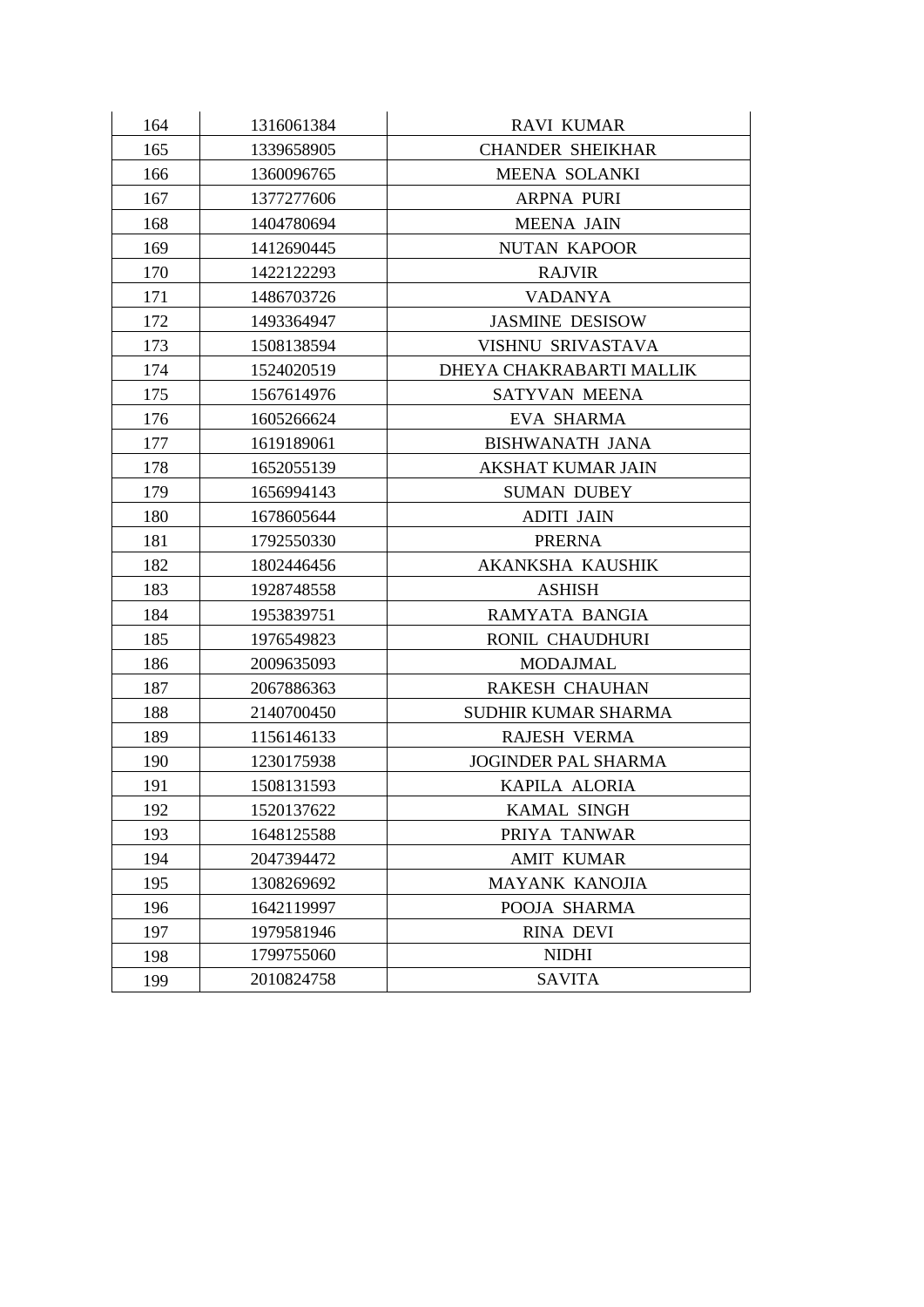| | | |
|---|---|---|
| 164 | 1316061384 | RAVI KUMAR |
| 165 | 1339658905 | CHANDER SHEIKHAR |
| 166 | 1360096765 | MEENA SOLANKI |
| 167 | 1377277606 | ARPNA PURI |
| 168 | 1404780694 | MEENA JAIN |
| 169 | 1412690445 | NUTAN KAPOOR |
| 170 | 1422122293 | RAJVIR |
| 171 | 1486703726 | VADANYA |
| 172 | 1493364947 | JASMINE DESISOW |
| 173 | 1508138594 | VISHNU SRIVASTAVA |
| 174 | 1524020519 | DHEYA CHAKRABARTI MALLIK |
| 175 | 1567614976 | SATYVAN MEENA |
| 176 | 1605266624 | EVA SHARMA |
| 177 | 1619189061 | BISHWANATH JANA |
| 178 | 1652055139 | AKSHAT KUMAR JAIN |
| 179 | 1656994143 | SUMAN DUBEY |
| 180 | 1678605644 | ADITI JAIN |
| 181 | 1792550330 | PRERNA |
| 182 | 1802446456 | AKANKSHA KAUSHIK |
| 183 | 1928748558 | ASHISH |
| 184 | 1953839751 | RAMYATA BANGIA |
| 185 | 1976549823 | RONIL CHAUDHURI |
| 186 | 2009635093 | MODAJMAL |
| 187 | 2067886363 | RAKESH CHAUHAN |
| 188 | 2140700450 | SUDHIR KUMAR SHARMA |
| 189 | 1156146133 | RAJESH VERMA |
| 190 | 1230175938 | JOGINDER PAL SHARMA |
| 191 | 1508131593 | KAPILA ALORIA |
| 192 | 1520137622 | KAMAL SINGH |
| 193 | 1648125588 | PRIYA TANWAR |
| 194 | 2047394472 | AMIT KUMAR |
| 195 | 1308269692 | MAYANK KANOJIA |
| 196 | 1642119997 | POOJA SHARMA |
| 197 | 1979581946 | RINA DEVI |
| 198 | 1799755060 | NIDHI |
| 199 | 2010824758 | SAVITA |